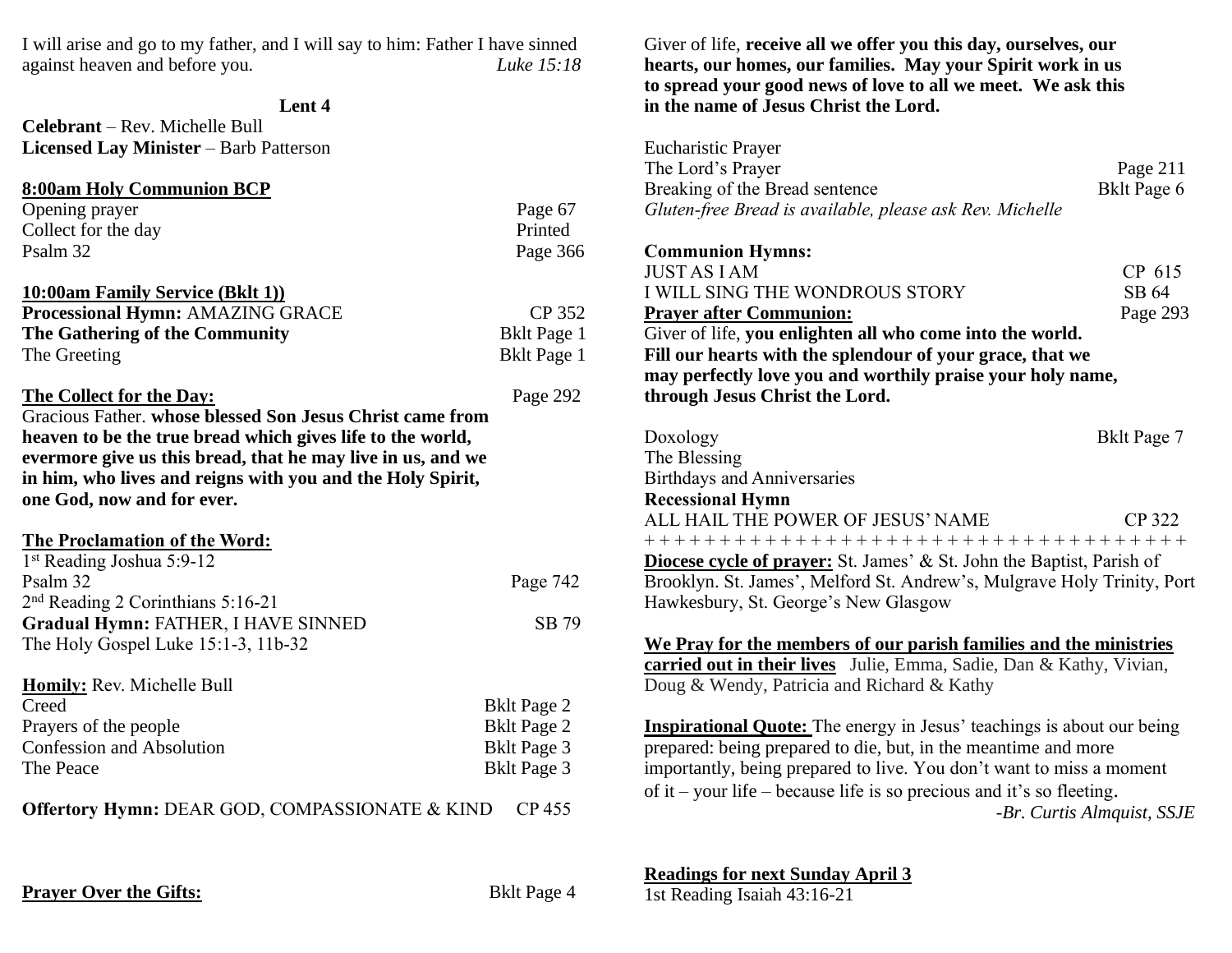I will arise and go to my father, and I will say to him: Father I have sinned against heaven and before you. *Luke 15:18*

**Lent 4**

**Celebrant** – Rev. Michelle Bull
**Licensed Lay Minister** – Barb Patterson

**8:00am Holy Communion BCP**

Opening prayer — Page 67
Collect for the day — Printed
Psalm 32 — Page 366

**10:00am Family Service (Bklt 1))**

**Processional Hymn:** AMAZING GRACE — CP 352
**The Gathering of the Community** — Bklt Page 1
The Greeting — Bklt Page 1

**The Collect for the Day:** — Page 292

Gracious Father. **whose blessed Son Jesus Christ came from heaven to be the true bread which gives life to the world, evermore give us this bread, that he may live in us, and we in him, who lives and reigns with you and the Holy Spirit, one God, now and for ever.**

**The Proclamation of the Word:**

1st Reading Joshua 5:9-12
Psalm 32 — Page 742
2nd Reading 2 Corinthians 5:16-21
**Gradual Hymn:** FATHER, I HAVE SINNED — SB 79
The Holy Gospel Luke 15:1-3, 11b-32

**Homily:** Rev. Michelle Bull
Creed — Bklt Page 2
Prayers of the people — Bklt Page 2
Confession and Absolution — Bklt Page 3
The Peace — Bklt Page 3

**Offertory Hymn:** DEAR GOD, COMPASSIONATE & KIND — CP 455

**Prayer Over the Gifts:** — Bklt Page 4

Giver of life, **receive all we offer you this day, ourselves, our hearts, our homes, our families. May your Spirit work in us to spread your good news of love to all we meet. We ask this in the name of Jesus Christ the Lord.**

Eucharistic Prayer
The Lord's Prayer — Page 211
Breaking of the Bread sentence — Bklt Page 6
*Gluten-free Bread is available, please ask Rev. Michelle*

**Communion Hymns:**

JUST AS I AM — CP 615
I WILL SING THE WONDROUS STORY — SB 64

**Prayer after Communion:** — Page 293

Giver of life, **you enlighten all who come into the world. Fill our hearts with the splendour of your grace, that we may perfectly love you and worthily praise your holy name, through Jesus Christ the Lord.**

Doxology — Bklt Page 7
The Blessing
Birthdays and Anniversaries
**Recessional Hymn**
ALL HAIL THE POWER OF JESUS' NAME — CP 322

+ + + + + + + + + + + + + + + + + + + + + + + + + + + + + + + + + + + +

**Diocese cycle of prayer:** St. James' & St. John the Baptist, Parish of Brooklyn. St. James', Melford St. Andrew's, Mulgrave Holy Trinity, Port Hawkesbury, St. George's New Glasgow

**We Pray for the members of our parish families and the ministries carried out in their lives** Julie, Emma, Sadie, Dan & Kathy, Vivian, Doug & Wendy, Patricia and Richard & Kathy

**Inspirational Quote:** The energy in Jesus' teachings is about our being prepared: being prepared to die, but, in the meantime and more importantly, being prepared to live. You don't want to miss a moment of it – your life – because life is so precious and it's so fleeting.
*-Br. Curtis Almquist, SSJE*

**Readings for next Sunday April 3**

1st Reading Isaiah 43:16-21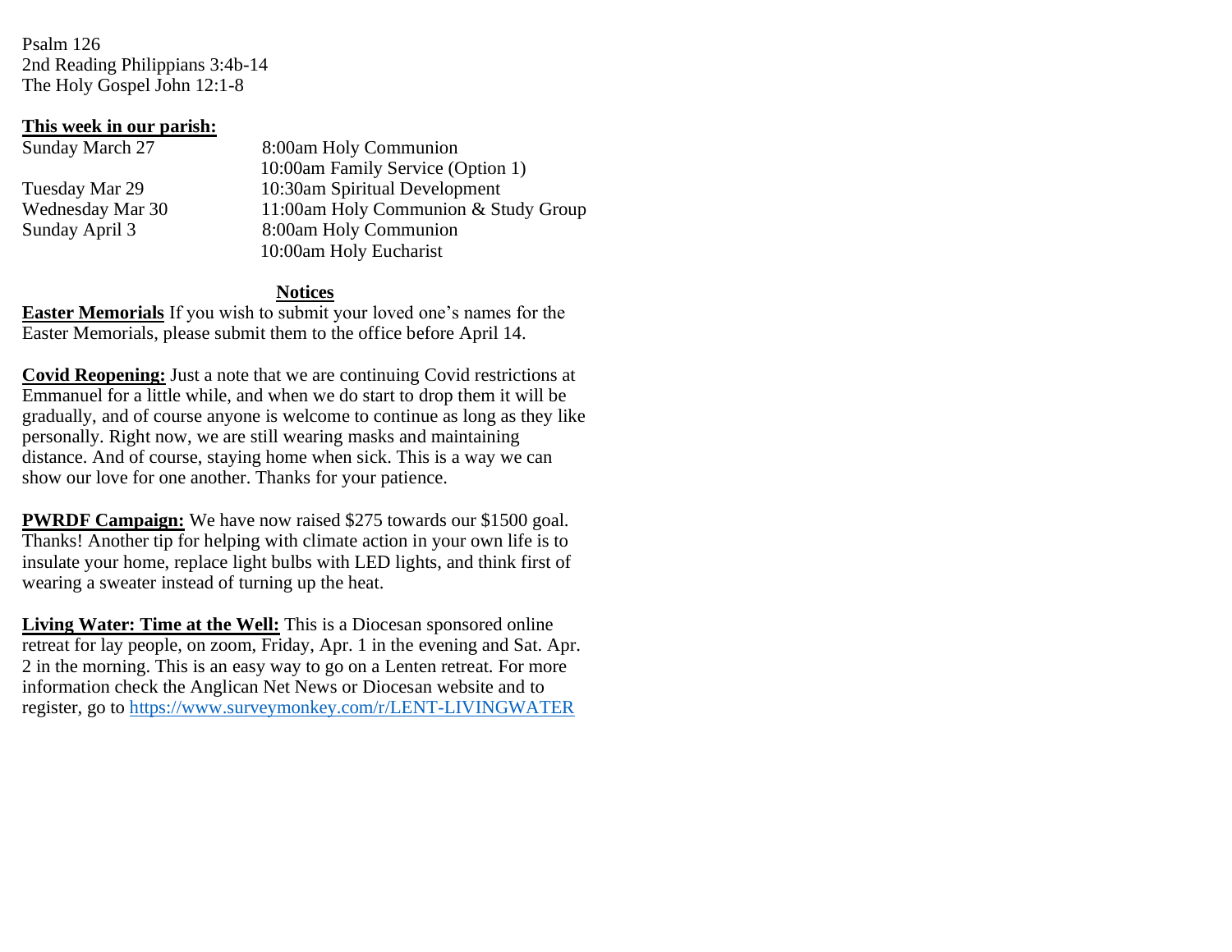Psalm 126
2nd Reading Philippians 3:4b-14
The Holy Gospel John 12:1-8

**This week in our parish:**

| | |
|---|---|
| Sunday March 27 | 8:00am Holy Communion |
| | 10:00am Family Service (Option 1) |
| Tuesday Mar 29 | 10:30am Spiritual Development |
| Wednesday Mar 30 | 11:00am Holy Communion & Study Group |
| Sunday April 3 | 8:00am Holy Communion |
| | 10:00am Holy Eucharist |

## Notices

**Easter Memorials** If you wish to submit your loved one's names for the Easter Memorials, please submit them to the office before April 14.

**Covid Reopening:** Just a note that we are continuing Covid restrictions at Emmanuel for a little while, and when we do start to drop them it will be gradually, and of course anyone is welcome to continue as long as they like personally. Right now, we are still wearing masks and maintaining distance. And of course, staying home when sick. This is a way we can show our love for one another. Thanks for your patience.

**PWRDF Campaign:** We have now raised $275 towards our $1500 goal. Thanks! Another tip for helping with climate action in your own life is to insulate your home, replace light bulbs with LED lights, and think first of wearing a sweater instead of turning up the heat.

**Living Water: Time at the Well:** This is a Diocesan sponsored online retreat for lay people, on zoom, Friday, Apr. 1 in the evening and Sat. Apr. 2 in the morning. This is an easy way to go on a Lenten retreat. For more information check the Anglican Net News or Diocesan website and to register, go to https://www.surveymonkey.com/r/LENT-LIVINGWATER